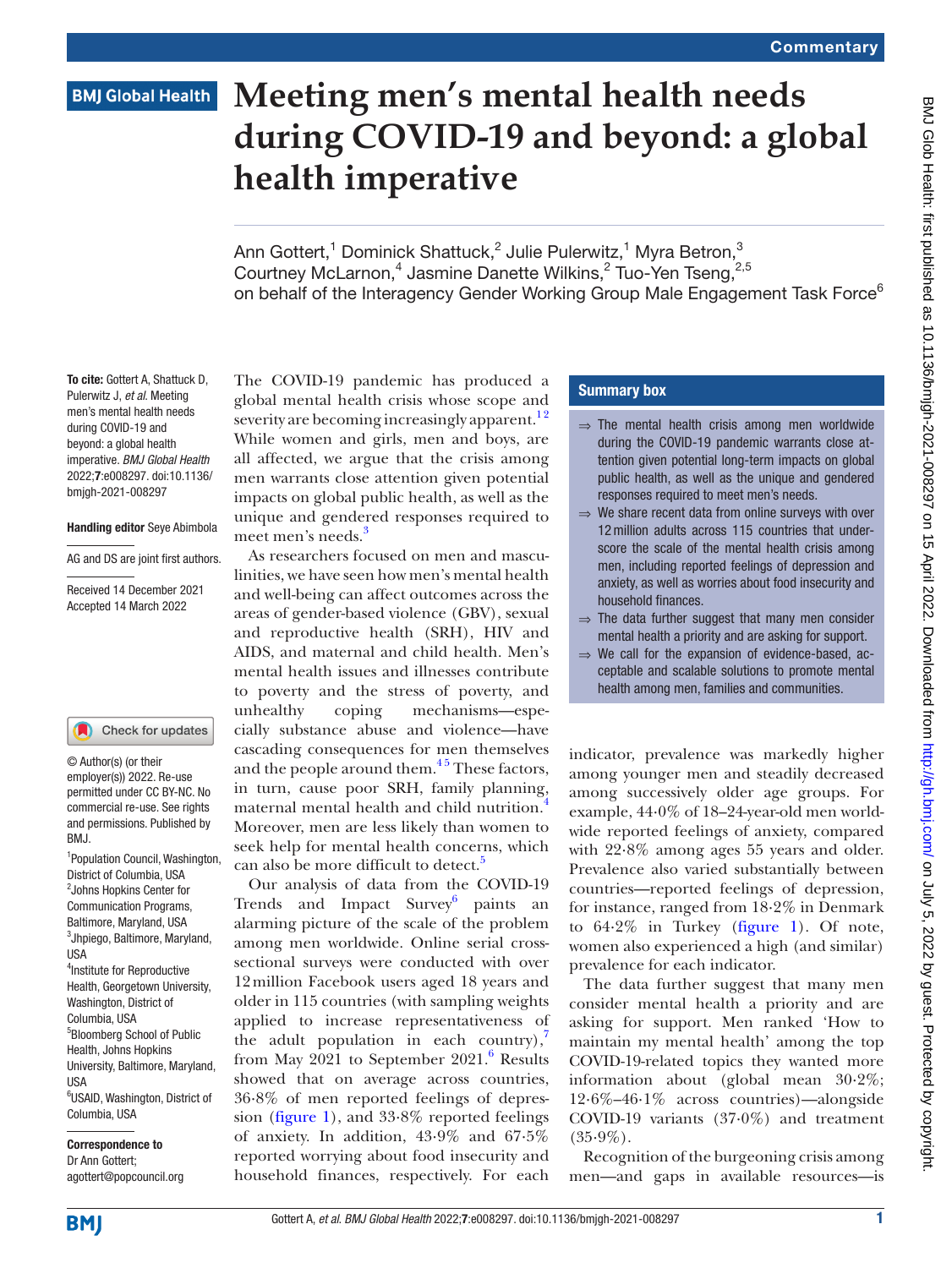# Meeting men's mental health needs during COVID-19 and beyond: a global health imperative

Ann Gottert,[1] Dominick Shattuck,[2] Julie Pulerwitz,[1] Myra Betron,[3] Courtney McLarnon,[4] Jasmine Danette Wilkins,[2] Tuo-Yen Tseng,[2,5] on behalf of the Interagency Gender Working Group Male Engagement Task Force[6]

**To cite:** Gottert A, Shattuck D, Pulerwitz J, *et al*. Meeting men's mental health needs during COVID-19 and beyond: a global health imperative. *BMJ Global Health* 2022;**7**:e008297. doi:10.1136/bmjgh-2021-008297

**Handling editor** Seye Abimbola

AG and DS are joint first authors.

Received 14 December 2021
Accepted 14 March 2022

© Author(s) (or their employer(s)) 2022. Re-use permitted under CC BY-NC. No commercial re-use. See rights and permissions. Published by BMJ.

[1]Population Council, Washington, District of Columbia, USA
[2]Johns Hopkins Center for Communication Programs, Baltimore, Maryland, USA
[3]Jhpiego, Baltimore, Maryland, USA
[4]Institute for Reproductive Health, Georgetown University, Washington, District of Columbia, USA
[5]Bloomberg School of Public Health, Johns Hopkins University, Baltimore, Maryland, USA
[6]USAID, Washington, District of Columbia, USA

**Correspondence to**
Dr Ann Gottert;
agottert@popcouncil.org

The COVID-19 pandemic has produced a global mental health crisis whose scope and severity are becoming increasingly apparent.[1,2] While women and girls, men and boys, are all affected, we argue that the crisis among men warrants close attention given potential impacts on global public health, as well as the unique and gendered responses required to meet men's needs.[3]

As researchers focused on men and masculinities, we have seen how men's mental health and well-being can affect outcomes across the areas of gender-based violence (GBV), sexual and reproductive health (SRH), HIV and AIDS, and maternal and child health. Men's mental health issues and illnesses contribute to poverty and the stress of poverty, and unhealthy coping mechanisms—especially substance abuse and violence—have cascading consequences for men themselves and the people around them.[4,5] These factors, in turn, cause poor SRH, family planning, maternal mental health and child nutrition.[4] Moreover, men are less likely than women to seek help for mental health concerns, which can also be more difficult to detect.[5]

Our analysis of data from the COVID-19 Trends and Impact Survey[6] paints an alarming picture of the scale of the problem among men worldwide. Online serial cross-sectional surveys were conducted with over 12 million Facebook users aged 18 years and older in 115 countries (with sampling weights applied to increase representativeness of the adult population in each country),[7] from May 2021 to September 2021.[6] Results showed that on average across countries, 36·8% of men reported feelings of depression (figure 1), and 33·8% reported feelings of anxiety. In addition, 43·9% and 67·5% reported worrying about food insecurity and household finances, respectively. For each indicator, prevalence was markedly higher among younger men and steadily decreased among successively older age groups. For example, 44·0% of 18–24-year-old men worldwide reported feelings of anxiety, compared with 22·8% among ages 55 years and older. Prevalence also varied substantially between countries—reported feelings of depression, for instance, ranged from 18·2% in Denmark to 64·2% in Turkey (figure 1). Of note, women also experienced a high (and similar) prevalence for each indicator.

### Summary box

- ⇒ The mental health crisis among men worldwide during the COVID-19 pandemic warrants close attention given potential long-term impacts on global public health, as well as the unique and gendered responses required to meet men's needs.
- ⇒ We share recent data from online surveys with over 12 million adults across 115 countries that underscore the scale of the mental health crisis among men, including reported feelings of depression and anxiety, as well as worries about food insecurity and household finances.
- ⇒ The data further suggest that many men consider mental health a priority and are asking for support.
- ⇒ We call for the expansion of evidence-based, acceptable and scalable solutions to promote mental health among men, families and communities.

The data further suggest that many men consider mental health a priority and are asking for support. Men ranked 'How to maintain my mental health' among the top COVID-19-related topics they wanted more information about (global mean 30·2%; 12·6%–46·1% across countries)—alongside COVID-19 variants (37·0%) and treatment (35·9%).

Recognition of the burgeoning crisis among men—and gaps in available resources—is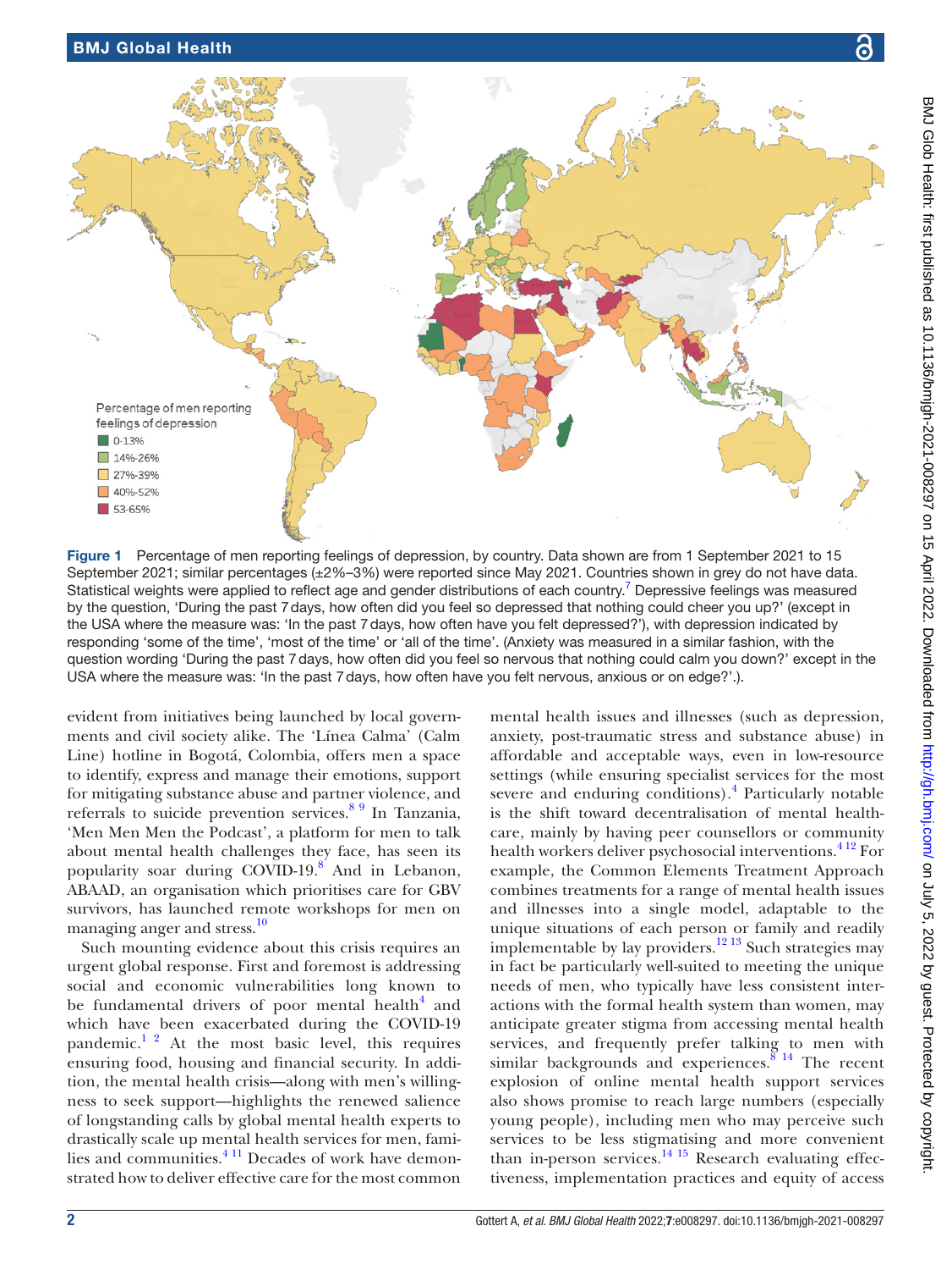Figure 1 Percentage of men reporting feelings of depression, by country. Data shown are from 1 September 2021 to 15 September 2021; similar percentages (±2%–3%) were reported since May 2021. Countries shown in grey do not have data. Statistical weights were applied to reflect age and gender distributions of each country.[7] Depressive feelings was measured by the question, 'During the past 7 days, how often did you feel so depressed that nothing could cheer you up?' (except in the USA where the measure was: 'In the past 7 days, how often have you felt depressed?'), with depression indicated by responding 'some of the time', 'most of the time' or 'all of the time'. (Anxiety was measured in a similar fashion, with the question wording 'During the past 7 days, how often did you feel so nervous that nothing could calm you down?' except in the USA where the measure was: 'In the past 7 days, how often have you felt nervous, anxious or on edge?'.)

evident from initiatives being launched by local governments and civil society alike. The 'Línea Calma' (Calm Line) hotline in Bogotá, Colombia, offers men a space to identify, express and manage their emotions, support for mitigating substance abuse and partner violence, and referrals to suicide prevention services.[8 9] In Tanzania, 'Men Men Men the Podcast', a platform for men to talk about mental health challenges they face, has seen its popularity soar during COVID-19.[8] And in Lebanon, ABAAD, an organisation which prioritises care for GBV survivors, has launched remote workshops for men on managing anger and stress.[10]

Such mounting evidence about this crisis requires an urgent global response. First and foremost is addressing social and economic vulnerabilities long known to be fundamental drivers of poor mental health[4] and which have been exacerbated during the COVID-19 pandemic.[1 2] At the most basic level, this requires ensuring food, housing and financial security. In addition, the mental health crisis—along with men's willingness to seek support—highlights the renewed salience of longstanding calls by global mental health experts to drastically scale up mental health services for men, families and communities.[4 11] Decades of work have demonstrated how to deliver effective care for the most common mental health issues and illnesses (such as depression, anxiety, post-traumatic stress and substance abuse) in affordable and acceptable ways, even in low-resource settings (while ensuring specialist services for the most severe and enduring conditions).[4] Particularly notable is the shift toward decentralisation of mental healthcare, mainly by having peer counsellors or community health workers deliver psychosocial interventions.[4 12] For example, the Common Elements Treatment Approach combines treatments for a range of mental health issues and illnesses into a single model, adaptable to the unique situations of each person or family and readily implementable by lay providers.[12 13] Such strategies may in fact be particularly well-suited to meeting the unique needs of men, who typically have less consistent interactions with the formal health system than women, may anticipate greater stigma from accessing mental health services, and frequently prefer talking to men with similar backgrounds and experiences.[8 14] The recent explosion of online mental health support services also shows promise to reach large numbers (especially young people), including men who may perceive such services to be less stigmatising and more convenient than in-person services.[14 15] Research evaluating effectiveness, implementation practices and equity of access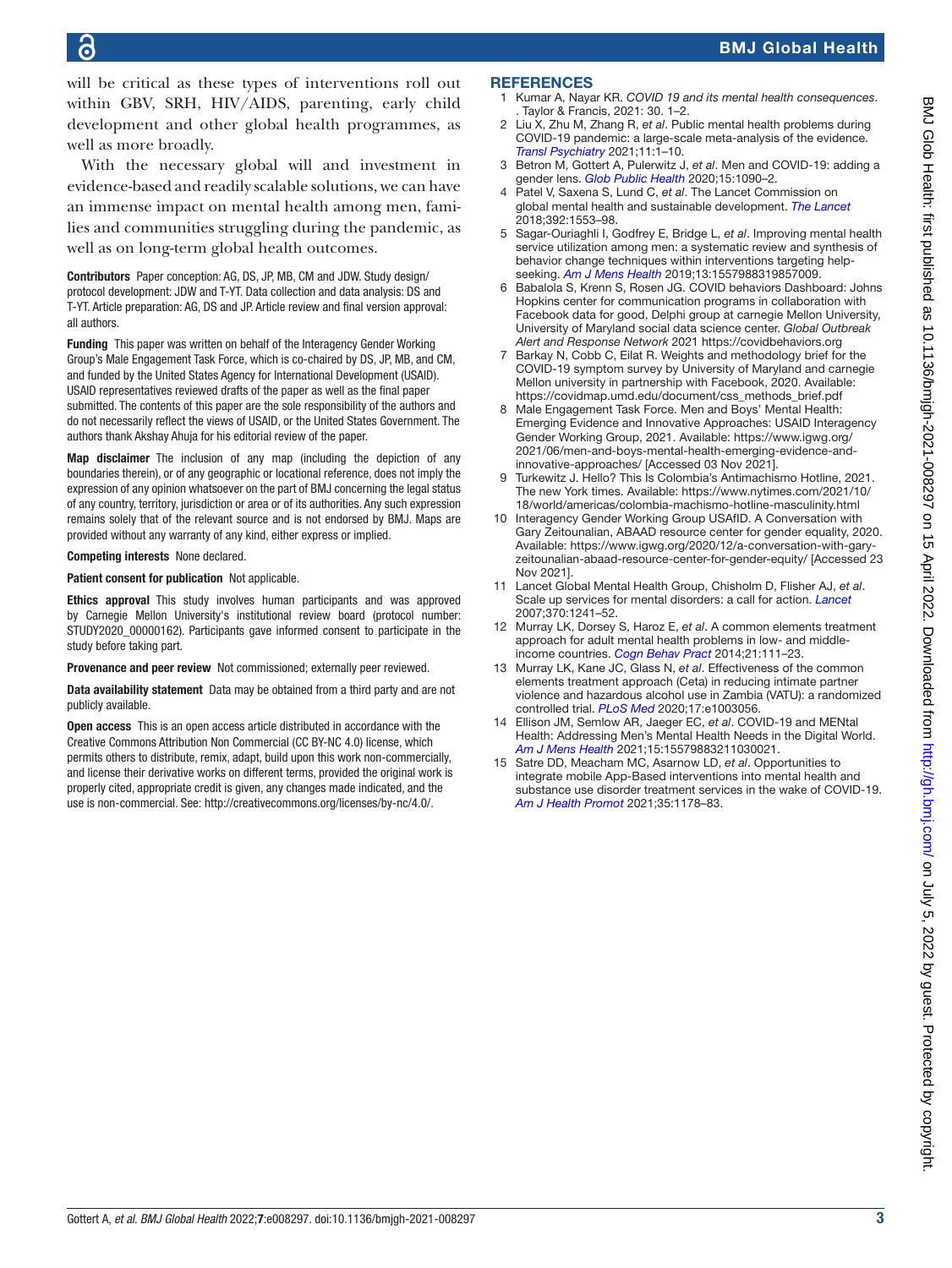will be critical as these types of interventions roll out within GBV, SRH, HIV/AIDS, parenting, early child development and other global health programmes, as well as more broadly.

With the necessary global will and investment in evidence-based and readily scalable solutions, we can have an immense impact on mental health among men, families and communities struggling during the pandemic, as well as on long-term global health outcomes.

**Contributors** Paper conception: AG, DS, JP, MB, CM and JDW. Study design/protocol development: JDW and T-YT. Data collection and data analysis: DS and T-YT. Article preparation: AG, DS and JP. Article review and final version approval: all authors.

**Funding** This paper was written on behalf of the Interagency Gender Working Group's Male Engagement Task Force, which is co-chaired by DS, JP, MB, and CM, and funded by the United States Agency for International Development (USAID). USAID representatives reviewed drafts of the paper as well as the final paper submitted. The contents of this paper are the sole responsibility of the authors and do not necessarily reflect the views of USAID, or the United States Government. The authors thank Akshay Ahuja for his editorial review of the paper.

**Map disclaimer** The inclusion of any map (including the depiction of any boundaries therein), or of any geographic or locational reference, does not imply the expression of any opinion whatsoever on the part of BMJ concerning the legal status of any country, territory, jurisdiction or area or of its authorities. Any such expression remains solely that of the relevant source and is not endorsed by BMJ. Maps are provided without any warranty of any kind, either express or implied.

**Competing interests** None declared.

**Patient consent for publication** Not applicable.

**Ethics approval** This study involves human participants and was approved by Carnegie Mellon University's institutional review board (protocol number: STUDY2020_00000162). Participants gave informed consent to participate in the study before taking part.

**Provenance and peer review** Not commissioned; externally peer reviewed.

**Data availability statement** Data may be obtained from a third party and are not publicly available.

**Open access** This is an open access article distributed in accordance with the Creative Commons Attribution Non Commercial (CC BY-NC 4.0) license, which permits others to distribute, remix, adapt, build upon this work non-commercially, and license their derivative works on different terms, provided the original work is properly cited, appropriate credit is given, any changes made indicated, and the use is non-commercial. See: http://creativecommons.org/licenses/by-nc/4.0/.

## REFERENCES

1. Kumar A, Nayar KR. *COVID 19 and its mental health consequences*. . Taylor & Francis, 2021: 30. 1–2.
2. Liu X, Zhu M, Zhang R, *et al*. Public mental health problems during COVID-19 pandemic: a large-scale meta-analysis of the evidence. *Transl Psychiatry* 2021;11:1–10.
3. Betron M, Gottert A, Pulerwitz J, *et al*. Men and COVID-19: adding a gender lens. *Glob Public Health* 2020;15:1090–2.
4. Patel V, Saxena S, Lund C, *et al*. The Lancet Commission on global mental health and sustainable development. *The Lancet* 2018;392:1553–98.
5. Sagar-Ouriaghli I, Godfrey E, Bridge L, *et al*. Improving mental health service utilization among men: a systematic review and synthesis of behavior change techniques within interventions targeting help-seeking. *Am J Mens Health* 2019;13:1557988319857009.
6. Babalola S, Krenn S, Rosen JG. COVID behaviors Dashboard: Johns Hopkins center for communication programs in collaboration with Facebook data for good, Delphi group at carnegie Mellon University, University of Maryland social data science center. *Global Outbreak Alert and Response Network* 2021 https://covidbehaviors.org
7. Barkay N, Cobb C, Eilat R. Weights and methodology brief for the COVID-19 symptom survey by University of Maryland and carnegie Mellon university in partnership with Facebook, 2020. Available: https://covidmap.umd.edu/document/css_methods_brief.pdf
8. Male Engagement Task Force. Men and Boys' Mental Health: Emerging Evidence and Innovative Approaches: USAID Interagency Gender Working Group, 2021. Available: https://www.igwg.org/2021/06/men-and-boys-mental-health-emerging-evidence-and-innovative-approaches/ [Accessed 03 Nov 2021].
9. Turkewitz J. Hello? This Is Colombia's Antimachismo Hotline, 2021. The new York times. Available: https://www.nytimes.com/2021/10/18/world/americas/colombia-machismo-hotline-masculinity.html
10. Interagency Gender Working Group USAfID. A Conversation with Gary Zeitounalian, ABAAD resource center for gender equality, 2020. Available: https://www.igwg.org/2020/12/a-conversation-with-gary-zeitounalian-abaad-resource-center-for-gender-equity/ [Accessed 23 Nov 2021].
11. Lancet Global Mental Health Group, Chisholm D, Flisher AJ, *et al*. Scale up services for mental disorders: a call for action. *Lancet* 2007;370:1241–52.
12. Murray LK, Dorsey S, Haroz E, *et al*. A common elements treatment approach for adult mental health problems in low- and middle-income countries. *Cogn Behav Pract* 2014;21:111–23.
13. Murray LK, Kane JC, Glass N, *et al*. Effectiveness of the common elements treatment approach (Ceta) in reducing intimate partner violence and hazardous alcohol use in Zambia (VATU): a randomized controlled trial. *PLoS Med* 2020;17:e1003056.
14. Ellison JM, Semlow AR, Jaeger EC, *et al*. COVID-19 and MENtal Health: Addressing Men's Mental Health Needs in the Digital World. *Am J Mens Health* 2021;15:15579883211030021.
15. Satre DD, Meacham MC, Asarnow LD, *et al*. Opportunities to integrate mobile App-Based interventions into mental health and substance use disorder treatment services in the wake of COVID-19. *Am J Health Promot* 2021;35:1178–83.